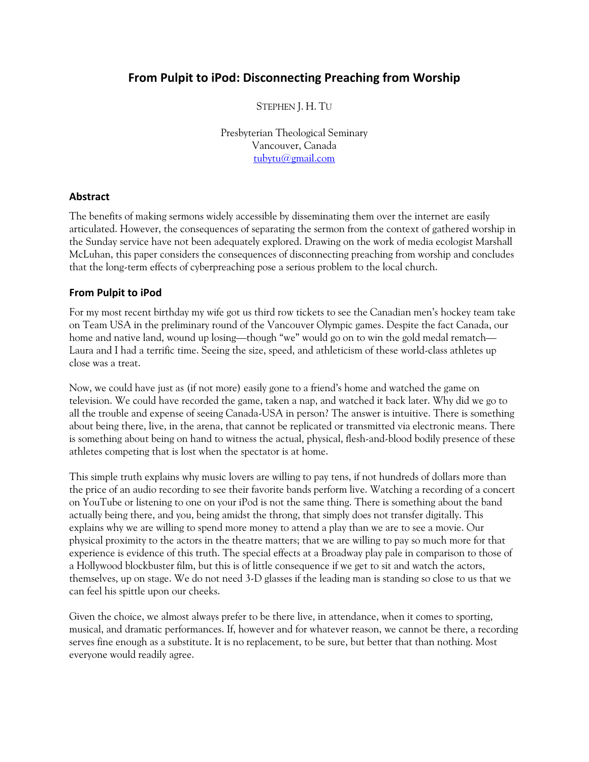# From Pulpit to iPod: Disconnecting Preaching from Worship

STEPHEN J. H. TU

Presbyterian Theological Seminary
Vancouver, Canada
tubytu@gmail.com

## Abstract

The benefits of making sermons widely accessible by disseminating them over the internet are easily articulated. However, the consequences of separating the sermon from the context of gathered worship in the Sunday service have not been adequately explored. Drawing on the work of media ecologist Marshall McLuhan, this paper considers the consequences of disconnecting preaching from worship and concludes that the long-term effects of cyberpreaching pose a serious problem to the local church.

## From Pulpit to iPod

For my most recent birthday my wife got us third row tickets to see the Canadian men's hockey team take on Team USA in the preliminary round of the Vancouver Olympic games. Despite the fact Canada, our home and native land, wound up losing—though "we" would go on to win the gold medal rematch—Laura and I had a terrific time. Seeing the size, speed, and athleticism of these world-class athletes up close was a treat.

Now, we could have just as (if not more) easily gone to a friend's home and watched the game on television. We could have recorded the game, taken a nap, and watched it back later. Why did we go to all the trouble and expense of seeing Canada-USA in person? The answer is intuitive. There is something about being there, live, in the arena, that cannot be replicated or transmitted via electronic means. There is something about being on hand to witness the actual, physical, flesh-and-blood bodily presence of these athletes competing that is lost when the spectator is at home.

This simple truth explains why music lovers are willing to pay tens, if not hundreds of dollars more than the price of an audio recording to see their favorite bands perform live. Watching a recording of a concert on YouTube or listening to one on your iPod is not the same thing. There is something about the band actually being there, and you, being amidst the throng, that simply does not transfer digitally. This explains why we are willing to spend more money to attend a play than we are to see a movie. Our physical proximity to the actors in the theatre matters; that we are willing to pay so much more for that experience is evidence of this truth. The special effects at a Broadway play pale in comparison to those of a Hollywood blockbuster film, but this is of little consequence if we get to sit and watch the actors, themselves, up on stage. We do not need 3-D glasses if the leading man is standing so close to us that we can feel his spittle upon our cheeks.

Given the choice, we almost always prefer to be there live, in attendance, when it comes to sporting, musical, and dramatic performances. If, however and for whatever reason, we cannot be there, a recording serves fine enough as a substitute. It is no replacement, to be sure, but better that than nothing. Most everyone would readily agree.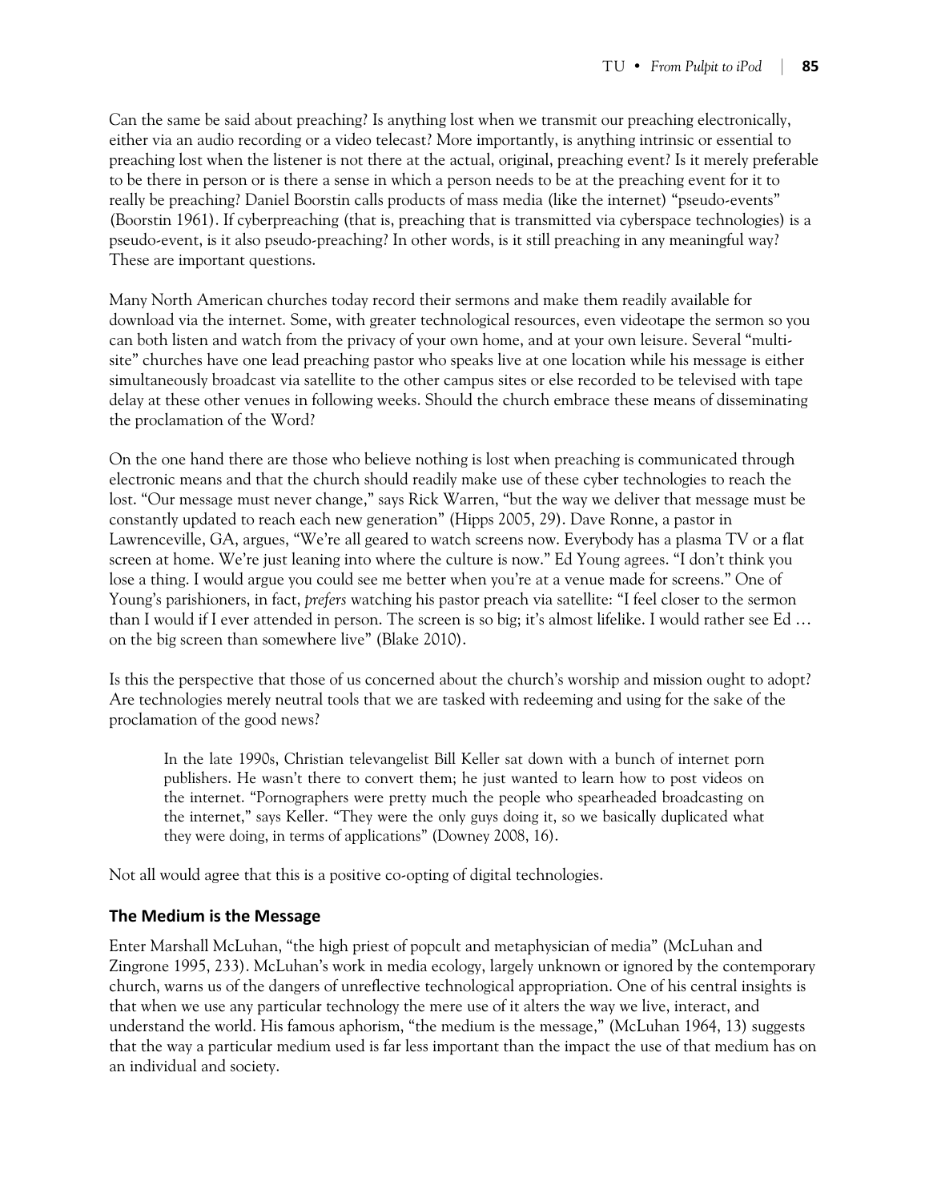Can the same be said about preaching? Is anything lost when we transmit our preaching electronically, either via an audio recording or a video telecast? More importantly, is anything intrinsic or essential to preaching lost when the listener is not there at the actual, original, preaching event? Is it merely preferable to be there in person or is there a sense in which a person needs to be at the preaching event for it to really be preaching? Daniel Boorstin calls products of mass media (like the internet) "pseudo-events" (Boorstin 1961). If cyberpreaching (that is, preaching that is transmitted via cyberspace technologies) is a pseudo-event, is it also pseudo-preaching? In other words, is it still preaching in any meaningful way? These are important questions.

Many North American churches today record their sermons and make them readily available for download via the internet. Some, with greater technological resources, even videotape the sermon so you can both listen and watch from the privacy of your own home, and at your own leisure. Several "multi-site" churches have one lead preaching pastor who speaks live at one location while his message is either simultaneously broadcast via satellite to the other campus sites or else recorded to be televised with tape delay at these other venues in following weeks. Should the church embrace these means of disseminating the proclamation of the Word?

On the one hand there are those who believe nothing is lost when preaching is communicated through electronic means and that the church should readily make use of these cyber technologies to reach the lost. "Our message must never change," says Rick Warren, "but the way we deliver that message must be constantly updated to reach each new generation" (Hipps 2005, 29). Dave Ronne, a pastor in Lawrenceville, GA, argues, "We're all geared to watch screens now. Everybody has a plasma TV or a flat screen at home. We're just leaning into where the culture is now." Ed Young agrees. "I don't think you lose a thing. I would argue you could see me better when you're at a venue made for screens." One of Young's parishioners, in fact, *prefers* watching his pastor preach via satellite: "I feel closer to the sermon than I would if I ever attended in person. The screen is so big; it's almost lifelike. I would rather see Ed … on the big screen than somewhere live" (Blake 2010).

Is this the perspective that those of us concerned about the church's worship and mission ought to adopt? Are technologies merely neutral tools that we are tasked with redeeming and using for the sake of the proclamation of the good news?

> In the late 1990s, Christian televangelist Bill Keller sat down with a bunch of internet porn publishers. He wasn't there to convert them; he just wanted to learn how to post videos on the internet. "Pornographers were pretty much the people who spearheaded broadcasting on the internet," says Keller. "They were the only guys doing it, so we basically duplicated what they were doing, in terms of applications" (Downey 2008, 16).

Not all would agree that this is a positive co-opting of digital technologies.

## The Medium is the Message

Enter Marshall McLuhan, "the high priest of popcult and metaphysician of media" (McLuhan and Zingrone 1995, 233). McLuhan's work in media ecology, largely unknown or ignored by the contemporary church, warns us of the dangers of unreflective technological appropriation. One of his central insights is that when we use any particular technology the mere use of it alters the way we live, interact, and understand the world. His famous aphorism, "the medium is the message," (McLuhan 1964, 13) suggests that the way a particular medium used is far less important than the impact the use of that medium has on an individual and society.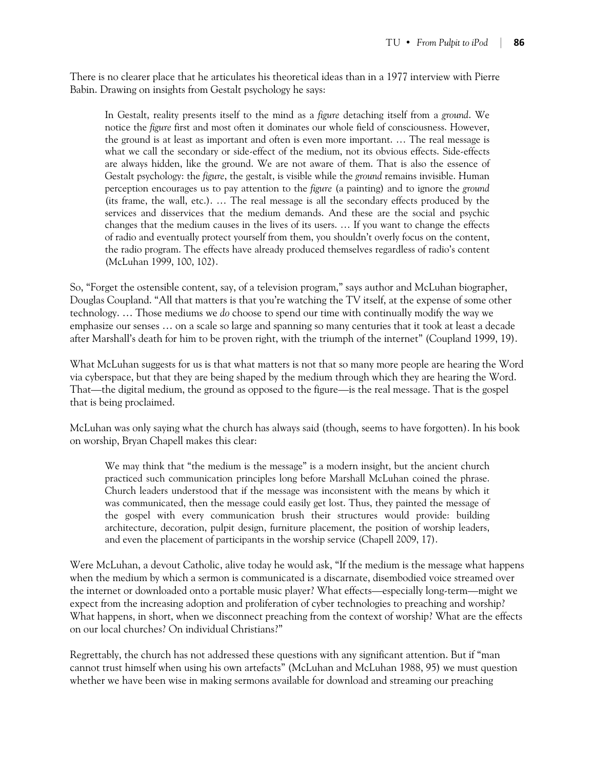There is no clearer place that he articulates his theoretical ideas than in a 1977 interview with Pierre Babin. Drawing on insights from Gestalt psychology he says:

> In Gestalt, reality presents itself to the mind as a *figure* detaching itself from a *ground*. We notice the *figure* first and most often it dominates our whole field of consciousness. However, the ground is at least as important and often is even more important. … The real message is what we call the secondary or side-effect of the medium, not its obvious effects. Side-effects are always hidden, like the ground. We are not aware of them. That is also the essence of Gestalt psychology: the *figure*, the gestalt, is visible while the *ground* remains invisible. Human perception encourages us to pay attention to the *figure* (a painting) and to ignore the *ground* (its frame, the wall, etc.). … The real message is all the secondary effects produced by the services and disservices that the medium demands. And these are the social and psychic changes that the medium causes in the lives of its users. … If you want to change the effects of radio and eventually protect yourself from them, you shouldn't overly focus on the content, the radio program. The effects have already produced themselves regardless of radio's content (McLuhan 1999, 100, 102).

So, "Forget the ostensible content, say, of a television program," says author and McLuhan biographer, Douglas Coupland. "All that matters is that you're watching the TV itself, at the expense of some other technology. … Those mediums we *do* choose to spend our time with continually modify the way we emphasize our senses … on a scale so large and spanning so many centuries that it took at least a decade after Marshall's death for him to be proven right, with the triumph of the internet" (Coupland 1999, 19).

What McLuhan suggests for us is that what matters is not that so many more people are hearing the Word via cyberspace, but that they are being shaped by the medium through which they are hearing the Word. That—the digital medium, the ground as opposed to the figure—is the real message. That is the gospel that is being proclaimed.

McLuhan was only saying what the church has always said (though, seems to have forgotten). In his book on worship, Bryan Chapell makes this clear:

> We may think that "the medium is the message" is a modern insight, but the ancient church practiced such communication principles long before Marshall McLuhan coined the phrase. Church leaders understood that if the message was inconsistent with the means by which it was communicated, then the message could easily get lost. Thus, they painted the message of the gospel with every communication brush their structures would provide: building architecture, decoration, pulpit design, furniture placement, the position of worship leaders, and even the placement of participants in the worship service (Chapell 2009, 17).

Were McLuhan, a devout Catholic, alive today he would ask, "If the medium is the message what happens when the medium by which a sermon is communicated is a discarnate, disembodied voice streamed over the internet or downloaded onto a portable music player? What effects—especially long-term—might we expect from the increasing adoption and proliferation of cyber technologies to preaching and worship? What happens, in short, when we disconnect preaching from the context of worship? What are the effects on our local churches? On individual Christians?"

Regrettably, the church has not addressed these questions with any significant attention. But if "man cannot trust himself when using his own artefacts" (McLuhan and McLuhan 1988, 95) we must question whether we have been wise in making sermons available for download and streaming our preaching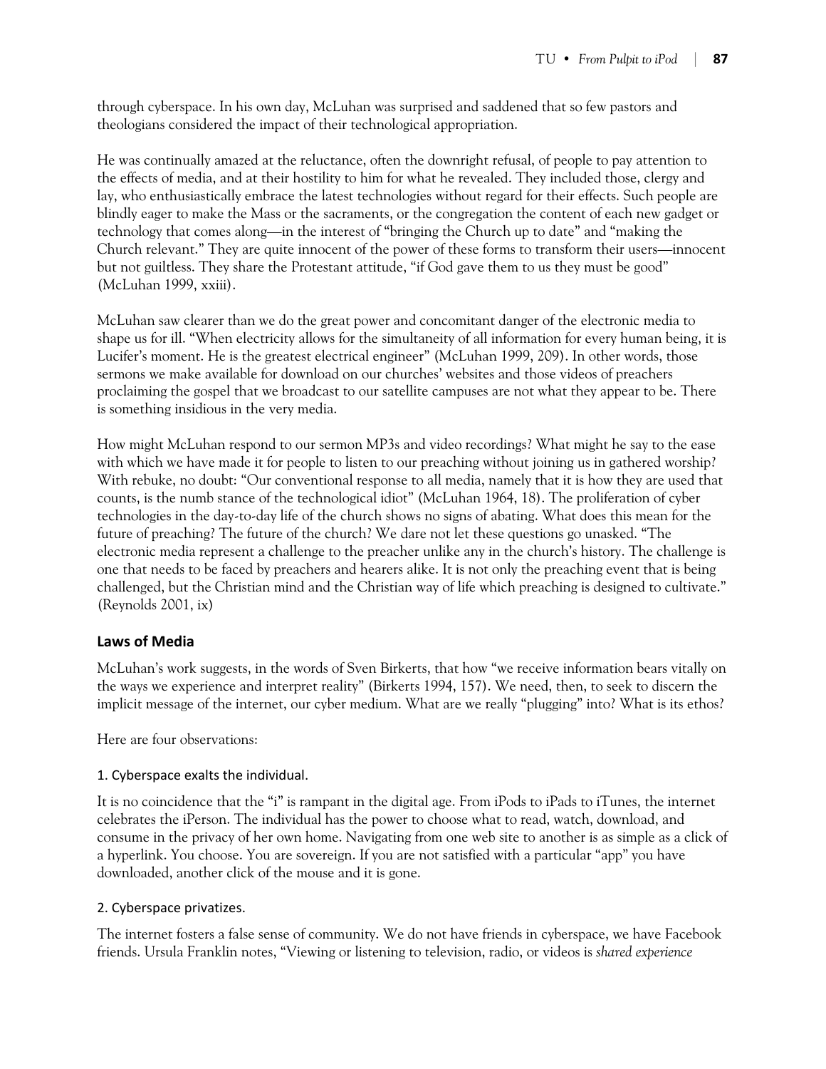through cyberspace. In his own day, McLuhan was surprised and saddened that so few pastors and theologians considered the impact of their technological appropriation.

He was continually amazed at the reluctance, often the downright refusal, of people to pay attention to the effects of media, and at their hostility to him for what he revealed. They included those, clergy and lay, who enthusiastically embrace the latest technologies without regard for their effects. Such people are blindly eager to make the Mass or the sacraments, or the congregation the content of each new gadget or technology that comes along—in the interest of "bringing the Church up to date" and "making the Church relevant." They are quite innocent of the power of these forms to transform their users—innocent but not guiltless. They share the Protestant attitude, "if God gave them to us they must be good" (McLuhan 1999, xxiii).

McLuhan saw clearer than we do the great power and concomitant danger of the electronic media to shape us for ill. "When electricity allows for the simultaneity of all information for every human being, it is Lucifer's moment. He is the greatest electrical engineer" (McLuhan 1999, 209). In other words, those sermons we make available for download on our churches' websites and those videos of preachers proclaiming the gospel that we broadcast to our satellite campuses are not what they appear to be. There is something insidious in the very media.

How might McLuhan respond to our sermon MP3s and video recordings? What might he say to the ease with which we have made it for people to listen to our preaching without joining us in gathered worship? With rebuke, no doubt: "Our conventional response to all media, namely that it is how they are used that counts, is the numb stance of the technological idiot" (McLuhan 1964, 18). The proliferation of cyber technologies in the day-to-day life of the church shows no signs of abating. What does this mean for the future of preaching? The future of the church? We dare not let these questions go unasked. "The electronic media represent a challenge to the preacher unlike any in the church's history. The challenge is one that needs to be faced by preachers and hearers alike. It is not only the preaching event that is being challenged, but the Christian mind and the Christian way of life which preaching is designed to cultivate." (Reynolds 2001, ix)

## Laws of Media

McLuhan's work suggests, in the words of Sven Birkerts, that how "we receive information bears vitally on the ways we experience and interpret reality" (Birkerts 1994, 157). We need, then, to seek to discern the implicit message of the internet, our cyber medium. What are we really "plugging" into? What is its ethos?

Here are four observations:

### 1. Cyberspace exalts the individual.

It is no coincidence that the "i" is rampant in the digital age. From iPods to iPads to iTunes, the internet celebrates the iPerson. The individual has the power to choose what to read, watch, download, and consume in the privacy of her own home. Navigating from one web site to another is as simple as a click of a hyperlink. You choose. You are sovereign. If you are not satisfied with a particular "app" you have downloaded, another click of the mouse and it is gone.

### 2. Cyberspace privatizes.

The internet fosters a false sense of community. We do not have friends in cyberspace, we have Facebook friends. Ursula Franklin notes, "Viewing or listening to television, radio, or videos is *shared experience*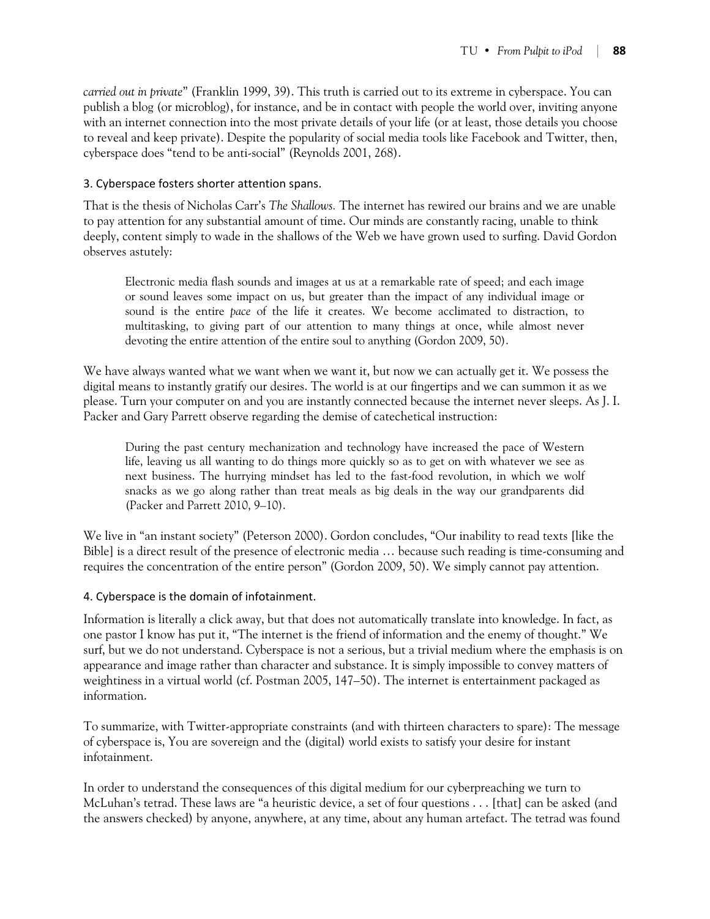*carried out in private*" (Franklin 1999, 39). This truth is carried out to its extreme in cyberspace. You can publish a blog (or microblog), for instance, and be in contact with people the world over, inviting anyone with an internet connection into the most private details of your life (or at least, those details you choose to reveal and keep private). Despite the popularity of social media tools like Facebook and Twitter, then, cyberspace does "tend to be anti-social" (Reynolds 2001, 268).

### 3. Cyberspace fosters shorter attention spans.

That is the thesis of Nicholas Carr's *The Shallows.* The internet has rewired our brains and we are unable to pay attention for any substantial amount of time. Our minds are constantly racing, unable to think deeply, content simply to wade in the shallows of the Web we have grown used to surfing. David Gordon observes astutely:

> Electronic media flash sounds and images at us at a remarkable rate of speed; and each image or sound leaves some impact on us, but greater than the impact of any individual image or sound is the entire *pace* of the life it creates. We become acclimated to distraction, to multitasking, to giving part of our attention to many things at once, while almost never devoting the entire attention of the entire soul to anything (Gordon 2009, 50).

We have always wanted what we want when we want it, but now we can actually get it. We possess the digital means to instantly gratify our desires. The world is at our fingertips and we can summon it as we please. Turn your computer on and you are instantly connected because the internet never sleeps. As J. I. Packer and Gary Parrett observe regarding the demise of catechetical instruction:

> During the past century mechanization and technology have increased the pace of Western life, leaving us all wanting to do things more quickly so as to get on with whatever we see as next business. The hurrying mindset has led to the fast-food revolution, in which we wolf snacks as we go along rather than treat meals as big deals in the way our grandparents did (Packer and Parrett 2010, 9–10).

We live in "an instant society" (Peterson 2000). Gordon concludes, "Our inability to read texts [like the Bible] is a direct result of the presence of electronic media … because such reading is time-consuming and requires the concentration of the entire person" (Gordon 2009, 50). We simply cannot pay attention.

### 4. Cyberspace is the domain of infotainment.

Information is literally a click away, but that does not automatically translate into knowledge. In fact, as one pastor I know has put it, "The internet is the friend of information and the enemy of thought." We surf, but we do not understand. Cyberspace is not a serious, but a trivial medium where the emphasis is on appearance and image rather than character and substance. It is simply impossible to convey matters of weightiness in a virtual world (cf. Postman 2005, 147–50). The internet is entertainment packaged as information.

To summarize, with Twitter-appropriate constraints (and with thirteen characters to spare): The message of cyberspace is, You are sovereign and the (digital) world exists to satisfy your desire for instant infotainment.

In order to understand the consequences of this digital medium for our cyberpreaching we turn to McLuhan's tetrad. These laws are "a heuristic device, a set of four questions . . . [that] can be asked (and the answers checked) by anyone, anywhere, at any time, about any human artefact. The tetrad was found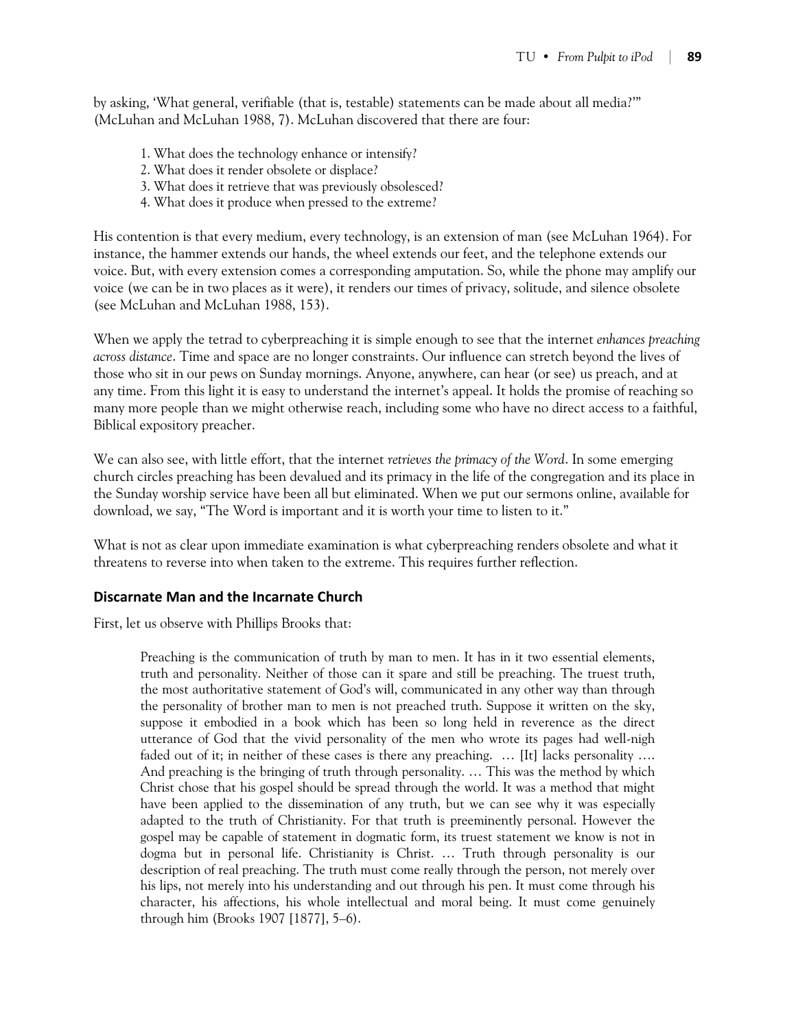by asking, 'What general, verifiable (that is, testable) statements can be made about all media?'" (McLuhan and McLuhan 1988, 7). McLuhan discovered that there are four:

1. What does the technology enhance or intensify?
2. What does it render obsolete or displace?
3. What does it retrieve that was previously obsolesced?
4. What does it produce when pressed to the extreme?

His contention is that every medium, every technology, is an extension of man (see McLuhan 1964). For instance, the hammer extends our hands, the wheel extends our feet, and the telephone extends our voice. But, with every extension comes a corresponding amputation. So, while the phone may amplify our voice (we can be in two places as it were), it renders our times of privacy, solitude, and silence obsolete (see McLuhan and McLuhan 1988, 153).

When we apply the tetrad to cyberpreaching it is simple enough to see that the internet *enhances preaching across distance*. Time and space are no longer constraints. Our influence can stretch beyond the lives of those who sit in our pews on Sunday mornings. Anyone, anywhere, can hear (or see) us preach, and at any time. From this light it is easy to understand the internet's appeal. It holds the promise of reaching so many more people than we might otherwise reach, including some who have no direct access to a faithful, Biblical expository preacher.

We can also see, with little effort, that the internet *retrieves the primacy of the Word*. In some emerging church circles preaching has been devalued and its primacy in the life of the congregation and its place in the Sunday worship service have been all but eliminated. When we put our sermons online, available for download, we say, "The Word is important and it is worth your time to listen to it."

What is not as clear upon immediate examination is what cyberpreaching renders obsolete and what it threatens to reverse into when taken to the extreme. This requires further reflection.

## Discarnate Man and the Incarnate Church

First, let us observe with Phillips Brooks that:

> Preaching is the communication of truth by man to men. It has in it two essential elements, truth and personality. Neither of those can it spare and still be preaching. The truest truth, the most authoritative statement of God's will, communicated in any other way than through the personality of brother man to men is not preached truth. Suppose it written on the sky, suppose it embodied in a book which has been so long held in reverence as the direct utterance of God that the vivid personality of the men who wrote its pages had well-nigh faded out of it; in neither of these cases is there any preaching. … [It] lacks personality …. And preaching is the bringing of truth through personality. … This was the method by which Christ chose that his gospel should be spread through the world. It was a method that might have been applied to the dissemination of any truth, but we can see why it was especially adapted to the truth of Christianity. For that truth is preeminently personal. However the gospel may be capable of statement in dogmatic form, its truest statement we know is not in dogma but in personal life. Christianity is Christ. … Truth through personality is our description of real preaching. The truth must come really through the person, not merely over his lips, not merely into his understanding and out through his pen. It must come through his character, his affections, his whole intellectual and moral being. It must come genuinely through him (Brooks 1907 [1877], 5–6).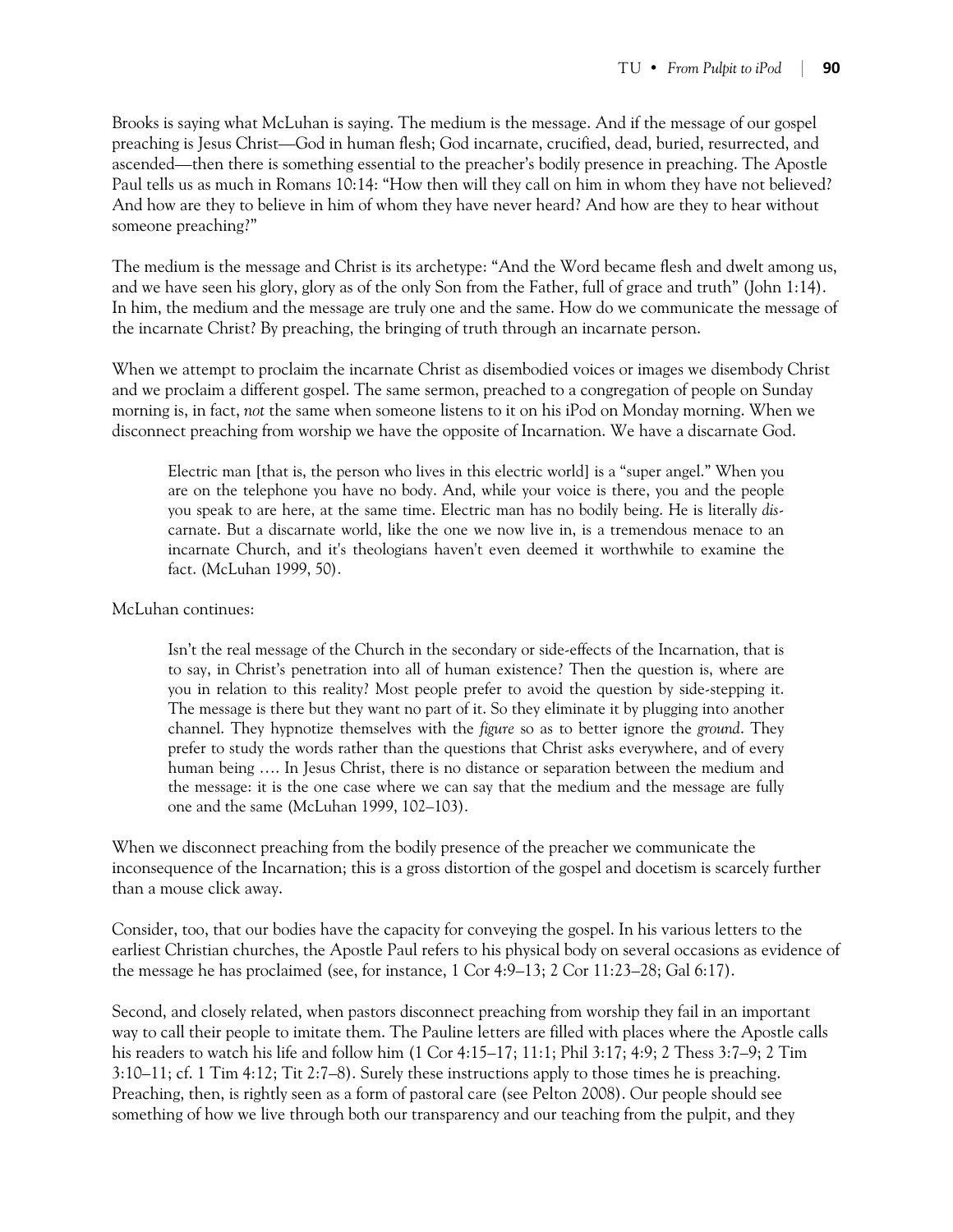Brooks is saying what McLuhan is saying. The medium is the message. And if the message of our gospel preaching is Jesus Christ—God in human flesh; God incarnate, crucified, dead, buried, resurrected, and ascended—then there is something essential to the preacher's bodily presence in preaching. The Apostle Paul tells us as much in Romans 10:14: "How then will they call on him in whom they have not believed? And how are they to believe in him of whom they have never heard? And how are they to hear without someone preaching?"

The medium is the message and Christ is its archetype: "And the Word became flesh and dwelt among us, and we have seen his glory, glory as of the only Son from the Father, full of grace and truth" (John 1:14). In him, the medium and the message are truly one and the same. How do we communicate the message of the incarnate Christ? By preaching, the bringing of truth through an incarnate person.

When we attempt to proclaim the incarnate Christ as disembodied voices or images we disembody Christ and we proclaim a different gospel. The same sermon, preached to a congregation of people on Sunday morning is, in fact, *not* the same when someone listens to it on his iPod on Monday morning. When we disconnect preaching from worship we have the opposite of Incarnation. We have a discarnate God.

> Electric man [that is, the person who lives in this electric world] is a "super angel." When you are on the telephone you have no body. And, while your voice is there, you and the people you speak to are here, at the same time. Electric man has no bodily being. He is literally *dis*-carnate. But a discarnate world, like the one we now live in, is a tremendous menace to an incarnate Church, and it's theologians haven't even deemed it worthwhile to examine the fact. (McLuhan 1999, 50).

McLuhan continues:

> Isn't the real message of the Church in the secondary or side-effects of the Incarnation, that is to say, in Christ's penetration into all of human existence? Then the question is, where are you in relation to this reality? Most people prefer to avoid the question by side-stepping it. The message is there but they want no part of it. So they eliminate it by plugging into another channel. They hypnotize themselves with the *figure* so as to better ignore the *ground*. They prefer to study the words rather than the questions that Christ asks everywhere, and of every human being …. In Jesus Christ, there is no distance or separation between the medium and the message: it is the one case where we can say that the medium and the message are fully one and the same (McLuhan 1999, 102–103).

When we disconnect preaching from the bodily presence of the preacher we communicate the inconsequence of the Incarnation; this is a gross distortion of the gospel and docetism is scarcely further than a mouse click away.

Consider, too, that our bodies have the capacity for conveying the gospel. In his various letters to the earliest Christian churches, the Apostle Paul refers to his physical body on several occasions as evidence of the message he has proclaimed (see, for instance, 1 Cor 4:9–13; 2 Cor 11:23–28; Gal 6:17).

Second, and closely related, when pastors disconnect preaching from worship they fail in an important way to call their people to imitate them. The Pauline letters are filled with places where the Apostle calls his readers to watch his life and follow him (1 Cor 4:15–17; 11:1; Phil 3:17; 4:9; 2 Thess 3:7–9; 2 Tim 3:10–11; cf. 1 Tim 4:12; Tit 2:7–8). Surely these instructions apply to those times he is preaching. Preaching, then, is rightly seen as a form of pastoral care (see Pelton 2008). Our people should see something of how we live through both our transparency and our teaching from the pulpit, and they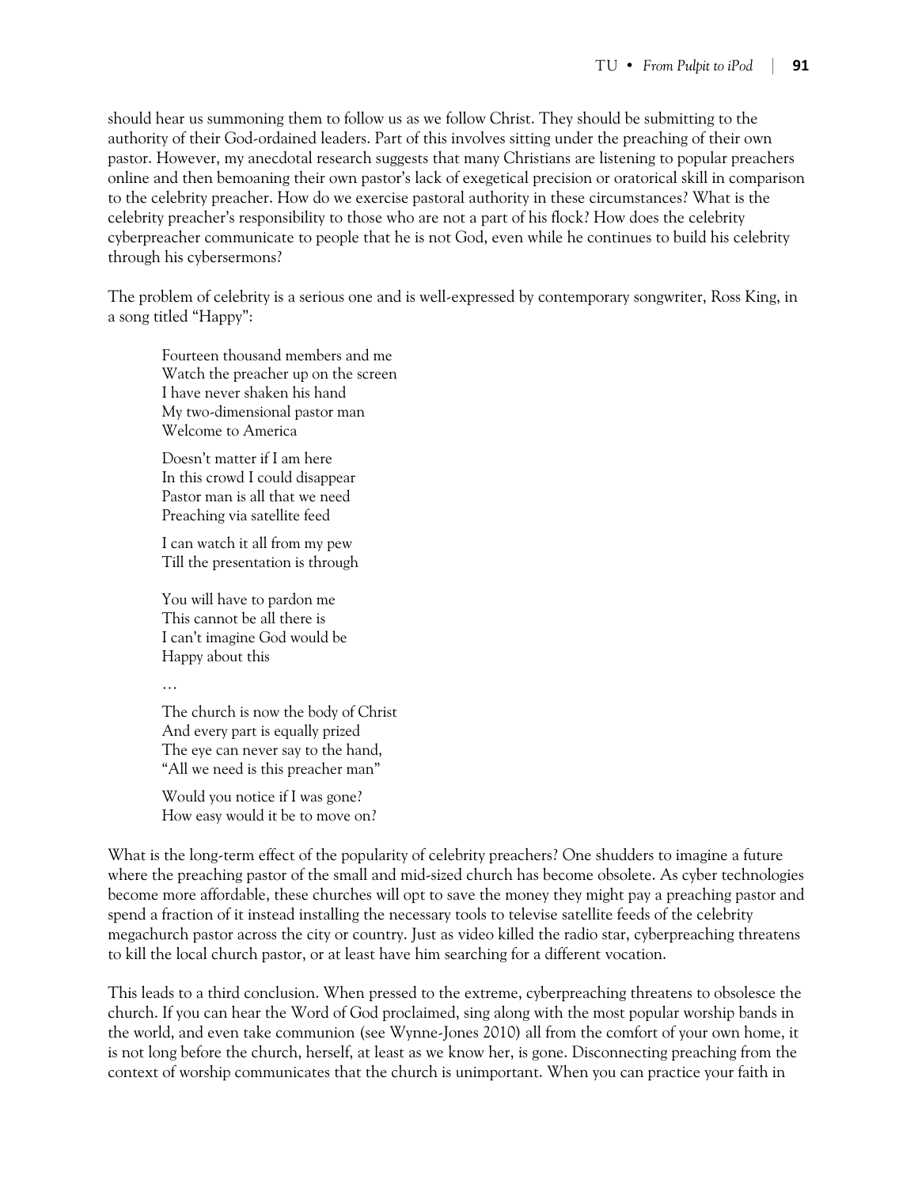should hear us summoning them to follow us as we follow Christ. They should be submitting to the authority of their God-ordained leaders. Part of this involves sitting under the preaching of their own pastor. However, my anecdotal research suggests that many Christians are listening to popular preachers online and then bemoaning their own pastor's lack of exegetical precision or oratorical skill in comparison to the celebrity preacher. How do we exercise pastoral authority in these circumstances? What is the celebrity preacher's responsibility to those who are not a part of his flock? How does the celebrity cyberpreacher communicate to people that he is not God, even while he continues to build his celebrity through his cybersermons?

The problem of celebrity is a serious one and is well-expressed by contemporary songwriter, Ross King, in a song titled "Happy":

> Fourteen thousand members and me  
> Watch the preacher up on the screen  
> I have never shaken his hand  
> My two-dimensional pastor man  
> Welcome to America
>
> Doesn't matter if I am here  
> In this crowd I could disappear  
> Pastor man is all that we need  
> Preaching via satellite feed
>
> I can watch it all from my pew  
> Till the presentation is through
>
> You will have to pardon me  
> This cannot be all there is  
> I can't imagine God would be  
> Happy about this
>
> …
>
> The church is now the body of Christ  
> And every part is equally prized  
> The eye can never say to the hand,  
> "All we need is this preacher man"
>
> Would you notice if I was gone?  
> How easy would it be to move on?

What is the long-term effect of the popularity of celebrity preachers? One shudders to imagine a future where the preaching pastor of the small and mid-sized church has become obsolete. As cyber technologies become more affordable, these churches will opt to save the money they might pay a preaching pastor and spend a fraction of it instead installing the necessary tools to televise satellite feeds of the celebrity megachurch pastor across the city or country. Just as video killed the radio star, cyberpreaching threatens to kill the local church pastor, or at least have him searching for a different vocation.

This leads to a third conclusion. When pressed to the extreme, cyberpreaching threatens to obsolesce the church. If you can hear the Word of God proclaimed, sing along with the most popular worship bands in the world, and even take communion (see Wynne-Jones 2010) all from the comfort of your own home, it is not long before the church, herself, at least as we know her, is gone. Disconnecting preaching from the context of worship communicates that the church is unimportant. When you can practice your faith in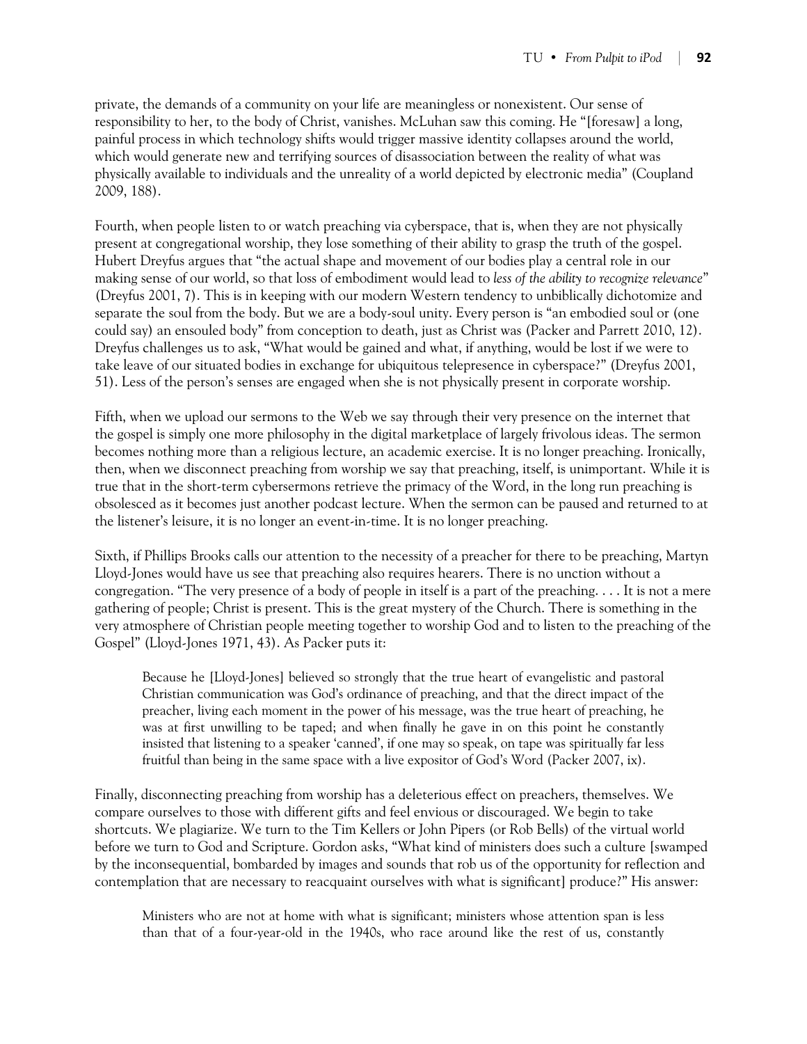private, the demands of a community on your life are meaningless or nonexistent. Our sense of responsibility to her, to the body of Christ, vanishes. McLuhan saw this coming. He "[foresaw] a long, painful process in which technology shifts would trigger massive identity collapses around the world, which would generate new and terrifying sources of disassociation between the reality of what was physically available to individuals and the unreality of a world depicted by electronic media" (Coupland 2009, 188).

Fourth, when people listen to or watch preaching via cyberspace, that is, when they are not physically present at congregational worship, they lose something of their ability to grasp the truth of the gospel. Hubert Dreyfus argues that "the actual shape and movement of our bodies play a central role in our making sense of our world, so that loss of embodiment would lead to *less of the ability to recognize relevance*" (Dreyfus 2001, 7). This is in keeping with our modern Western tendency to unbiblically dichotomize and separate the soul from the body. But we are a body-soul unity. Every person is "an embodied soul or (one could say) an ensouled body" from conception to death, just as Christ was (Packer and Parrett 2010, 12). Dreyfus challenges us to ask, "What would be gained and what, if anything, would be lost if we were to take leave of our situated bodies in exchange for ubiquitous telepresence in cyberspace?" (Dreyfus 2001, 51). Less of the person's senses are engaged when she is not physically present in corporate worship.

Fifth, when we upload our sermons to the Web we say through their very presence on the internet that the gospel is simply one more philosophy in the digital marketplace of largely frivolous ideas. The sermon becomes nothing more than a religious lecture, an academic exercise. It is no longer preaching. Ironically, then, when we disconnect preaching from worship we say that preaching, itself, is unimportant. While it is true that in the short-term cybersermons retrieve the primacy of the Word, in the long run preaching is obsolesced as it becomes just another podcast lecture. When the sermon can be paused and returned to at the listener's leisure, it is no longer an event-in-time. It is no longer preaching.

Sixth, if Phillips Brooks calls our attention to the necessity of a preacher for there to be preaching, Martyn Lloyd-Jones would have us see that preaching also requires hearers. There is no unction without a congregation. "The very presence of a body of people in itself is a part of the preaching. . . . It is not a mere gathering of people; Christ is present. This is the great mystery of the Church. There is something in the very atmosphere of Christian people meeting together to worship God and to listen to the preaching of the Gospel" (Lloyd-Jones 1971, 43). As Packer puts it:

> Because he [Lloyd-Jones] believed so strongly that the true heart of evangelistic and pastoral Christian communication was God's ordinance of preaching, and that the direct impact of the preacher, living each moment in the power of his message, was the true heart of preaching, he was at first unwilling to be taped; and when finally he gave in on this point he constantly insisted that listening to a speaker 'canned', if one may so speak, on tape was spiritually far less fruitful than being in the same space with a live expositor of God's Word (Packer 2007, ix).

Finally, disconnecting preaching from worship has a deleterious effect on preachers, themselves. We compare ourselves to those with different gifts and feel envious or discouraged. We begin to take shortcuts. We plagiarize. We turn to the Tim Kellers or John Pipers (or Rob Bells) of the virtual world before we turn to God and Scripture. Gordon asks, "What kind of ministers does such a culture [swamped by the inconsequential, bombarded by images and sounds that rob us of the opportunity for reflection and contemplation that are necessary to reacquaint ourselves with what is significant] produce?" His answer:

> Ministers who are not at home with what is significant; ministers whose attention span is less than that of a four-year-old in the 1940s, who race around like the rest of us, constantly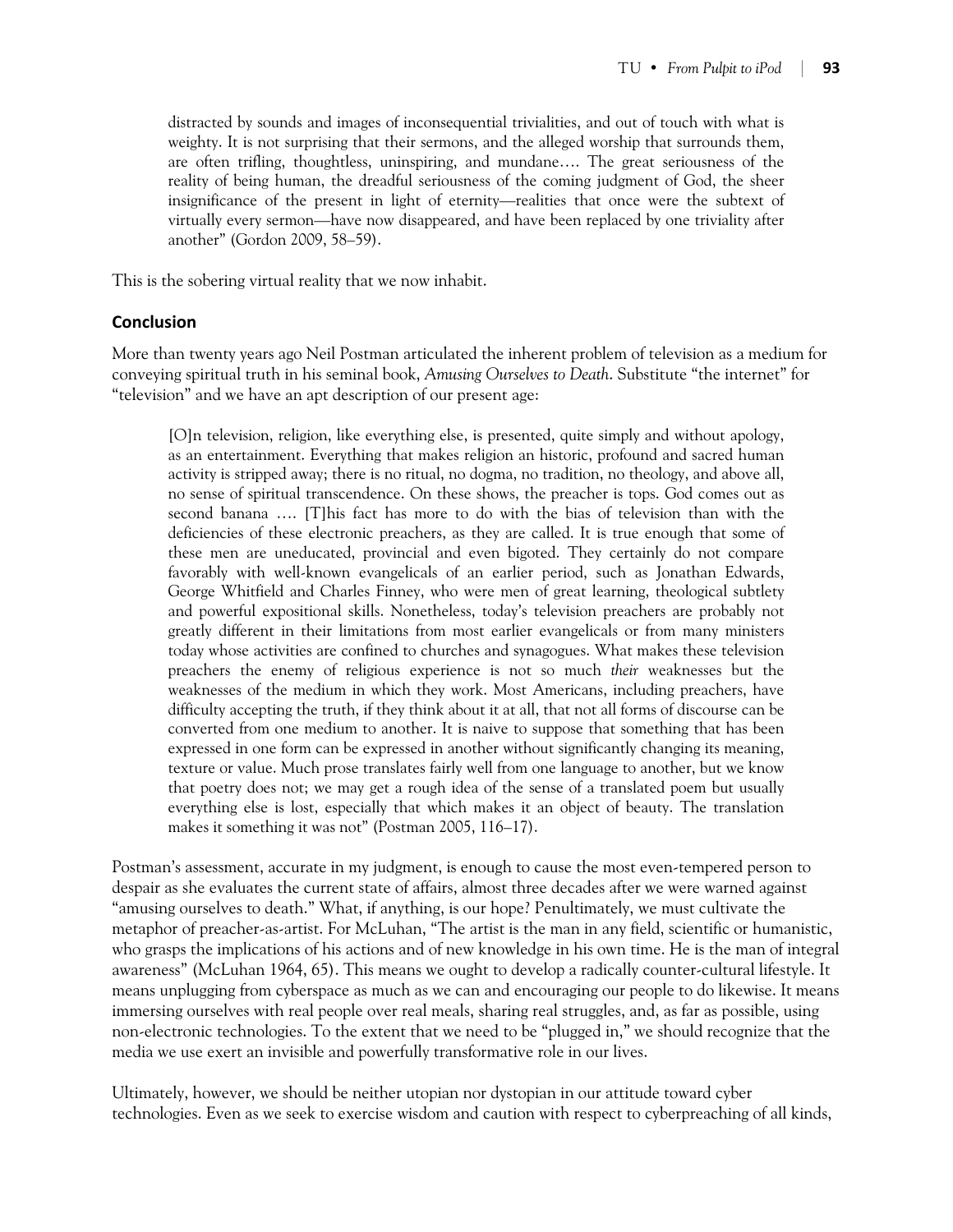> distracted by sounds and images of inconsequential trivialities, and out of touch with what is weighty. It is not surprising that their sermons, and the alleged worship that surrounds them, are often trifling, thoughtless, uninspiring, and mundane…. The great seriousness of the reality of being human, the dreadful seriousness of the coming judgment of God, the sheer insignificance of the present in light of eternity—realities that once were the subtext of virtually every sermon—have now disappeared, and have been replaced by one triviality after another" (Gordon 2009, 58–59).

This is the sobering virtual reality that we now inhabit.

## Conclusion

More than twenty years ago Neil Postman articulated the inherent problem of television as a medium for conveying spiritual truth in his seminal book, *Amusing Ourselves to Death*. Substitute "the internet" for "television" and we have an apt description of our present age:

> [O]n television, religion, like everything else, is presented, quite simply and without apology, as an entertainment. Everything that makes religion an historic, profound and sacred human activity is stripped away; there is no ritual, no dogma, no tradition, no theology, and above all, no sense of spiritual transcendence. On these shows, the preacher is tops. God comes out as second banana …. [T]his fact has more to do with the bias of television than with the deficiencies of these electronic preachers, as they are called. It is true enough that some of these men are uneducated, provincial and even bigoted. They certainly do not compare favorably with well-known evangelicals of an earlier period, such as Jonathan Edwards, George Whitfield and Charles Finney, who were men of great learning, theological subtlety and powerful expositional skills. Nonetheless, today's television preachers are probably not greatly different in their limitations from most earlier evangelicals or from many ministers today whose activities are confined to churches and synagogues. What makes these television preachers the enemy of religious experience is not so much *their* weaknesses but the weaknesses of the medium in which they work. Most Americans, including preachers, have difficulty accepting the truth, if they think about it at all, that not all forms of discourse can be converted from one medium to another. It is naive to suppose that something that has been expressed in one form can be expressed in another without significantly changing its meaning, texture or value. Much prose translates fairly well from one language to another, but we know that poetry does not; we may get a rough idea of the sense of a translated poem but usually everything else is lost, especially that which makes it an object of beauty. The translation makes it something it was not" (Postman 2005, 116–17).

Postman's assessment, accurate in my judgment, is enough to cause the most even-tempered person to despair as she evaluates the current state of affairs, almost three decades after we were warned against "amusing ourselves to death." What, if anything, is our hope? Penultimately, we must cultivate the metaphor of preacher-as-artist. For McLuhan, "The artist is the man in any field, scientific or humanistic, who grasps the implications of his actions and of new knowledge in his own time. He is the man of integral awareness" (McLuhan 1964, 65). This means we ought to develop a radically counter-cultural lifestyle. It means unplugging from cyberspace as much as we can and encouraging our people to do likewise. It means immersing ourselves with real people over real meals, sharing real struggles, and, as far as possible, using non-electronic technologies. To the extent that we need to be "plugged in," we should recognize that the media we use exert an invisible and powerfully transformative role in our lives.

Ultimately, however, we should be neither utopian nor dystopian in our attitude toward cyber technologies. Even as we seek to exercise wisdom and caution with respect to cyberpreaching of all kinds,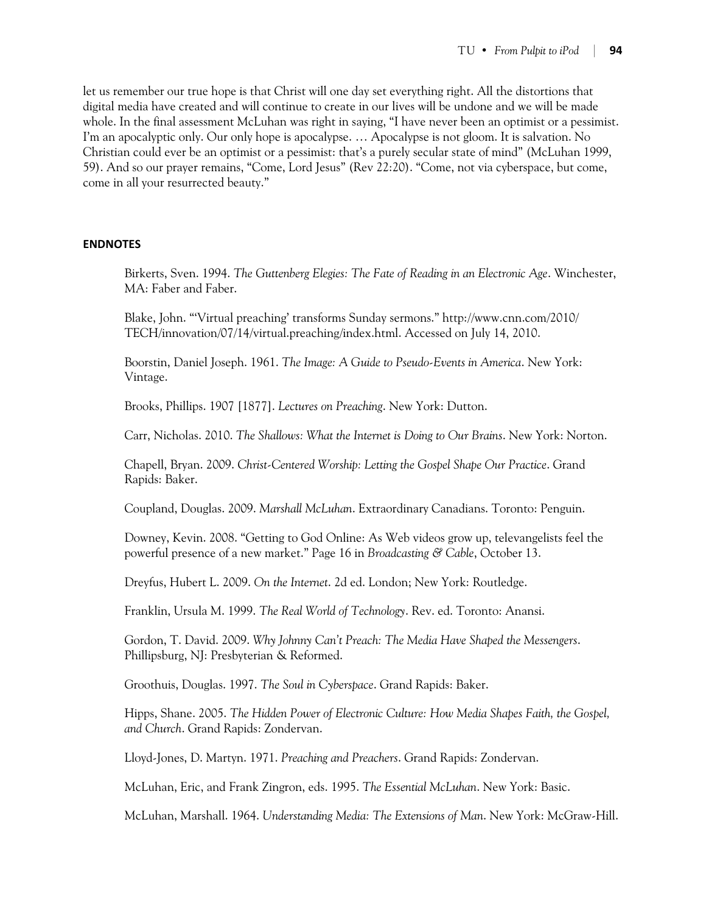let us remember our true hope is that Christ will one day set everything right. All the distortions that digital media have created and will continue to create in our lives will be undone and we will be made whole. In the final assessment McLuhan was right in saying, "I have never been an optimist or a pessimist. I'm an apocalyptic only. Our only hope is apocalypse. … Apocalypse is not gloom. It is salvation. No Christian could ever be an optimist or a pessimist: that's a purely secular state of mind" (McLuhan 1999, 59). And so our prayer remains, "Come, Lord Jesus" (Rev 22:20). "Come, not via cyberspace, but come, come in all your resurrected beauty."

**ENDNOTES**

Birkerts, Sven. 1994. *The Guttenberg Elegies: The Fate of Reading in an Electronic Age*. Winchester, MA: Faber and Faber.

Blake, John. "'Virtual preaching' transforms Sunday sermons." http://www.cnn.com/2010/TECH/innovation/07/14/virtual.preaching/index.html. Accessed on July 14, 2010.

Boorstin, Daniel Joseph. 1961. *The Image: A Guide to Pseudo-Events in America*. New York: Vintage.

Brooks, Phillips. 1907 [1877]. *Lectures on Preaching*. New York: Dutton.

Carr, Nicholas. 2010. *The Shallows: What the Internet is Doing to Our Brains*. New York: Norton.

Chapell, Bryan. 2009. *Christ-Centered Worship: Letting the Gospel Shape Our Practice*. Grand Rapids: Baker.

Coupland, Douglas. 2009. *Marshall McLuhan*. Extraordinary Canadians. Toronto: Penguin.

Downey, Kevin. 2008. "Getting to God Online: As Web videos grow up, televangelists feel the powerful presence of a new market." Page 16 in *Broadcasting & Cable*, October 13.

Dreyfus, Hubert L. 2009. *On the Internet*. 2d ed. London; New York: Routledge.

Franklin, Ursula M. 1999. *The Real World of Technology*. Rev. ed. Toronto: Anansi.

Gordon, T. David. 2009. *Why Johnny Can't Preach: The Media Have Shaped the Messengers*. Phillipsburg, NJ: Presbyterian & Reformed.

Groothuis, Douglas. 1997. *The Soul in Cyberspace*. Grand Rapids: Baker.

Hipps, Shane. 2005. *The Hidden Power of Electronic Culture: How Media Shapes Faith, the Gospel, and Church*. Grand Rapids: Zondervan.

Lloyd-Jones, D. Martyn. 1971. *Preaching and Preachers*. Grand Rapids: Zondervan.

McLuhan, Eric, and Frank Zingron, eds. 1995. *The Essential McLuhan*. New York: Basic.

McLuhan, Marshall. 1964. *Understanding Media: The Extensions of Man*. New York: McGraw-Hill.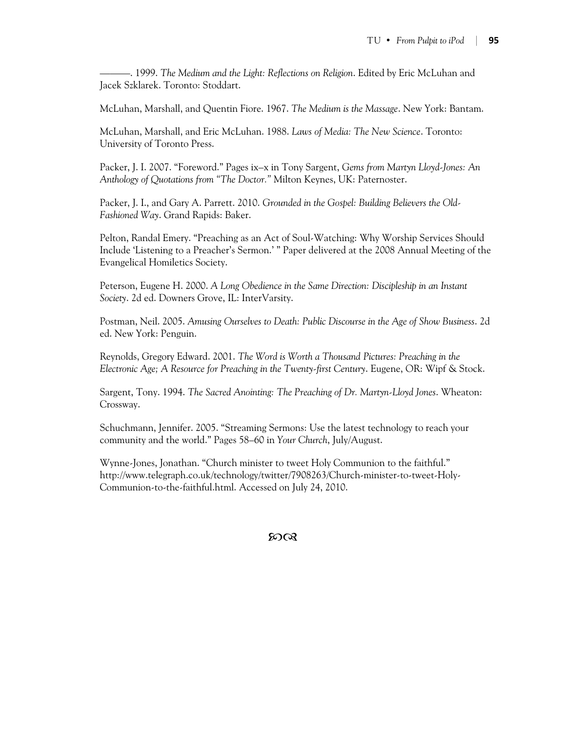———. 1999. *The Medium and the Light: Reflections on Religion*. Edited by Eric McLuhan and Jacek Szklarek. Toronto: Stoddart.

McLuhan, Marshall, and Quentin Fiore. 1967. *The Medium is the Massage*. New York: Bantam.

McLuhan, Marshall, and Eric McLuhan. 1988. *Laws of Media: The New Science*. Toronto: University of Toronto Press.

Packer, J. I. 2007. "Foreword." Pages ix–x in Tony Sargent, *Gems from Martyn Lloyd-Jones: An Anthology of Quotations from "The Doctor."* Milton Keynes, UK: Paternoster.

Packer, J. I., and Gary A. Parrett. 2010. *Grounded in the Gospel: Building Believers the Old-Fashioned Way*. Grand Rapids: Baker.

Pelton, Randal Emery. "Preaching as an Act of Soul-Watching: Why Worship Services Should Include 'Listening to a Preacher's Sermon.' " Paper delivered at the 2008 Annual Meeting of the Evangelical Homiletics Society.

Peterson, Eugene H. 2000. *A Long Obedience in the Same Direction: Discipleship in an Instant Society*. 2d ed. Downers Grove, IL: InterVarsity.

Postman, Neil. 2005. *Amusing Ourselves to Death: Public Discourse in the Age of Show Business*. 2d ed. New York: Penguin.

Reynolds, Gregory Edward. 2001. *The Word is Worth a Thousand Pictures: Preaching in the Electronic Age; A Resource for Preaching in the Twenty-first Century*. Eugene, OR: Wipf & Stock.

Sargent, Tony. 1994. *The Sacred Anointing: The Preaching of Dr. Martyn-Lloyd Jones*. Wheaton: Crossway.

Schuchmann, Jennifer. 2005. "Streaming Sermons: Use the latest technology to reach your community and the world." Pages 58–60 in *Your Church*, July/August.

Wynne-Jones, Jonathan. "Church minister to tweet Holy Communion to the faithful." http://www.telegraph.co.uk/technology/twitter/7908263/Church-minister-to-tweet-Holy-Communion-to-the-faithful.html. Accessed on July 24, 2010.